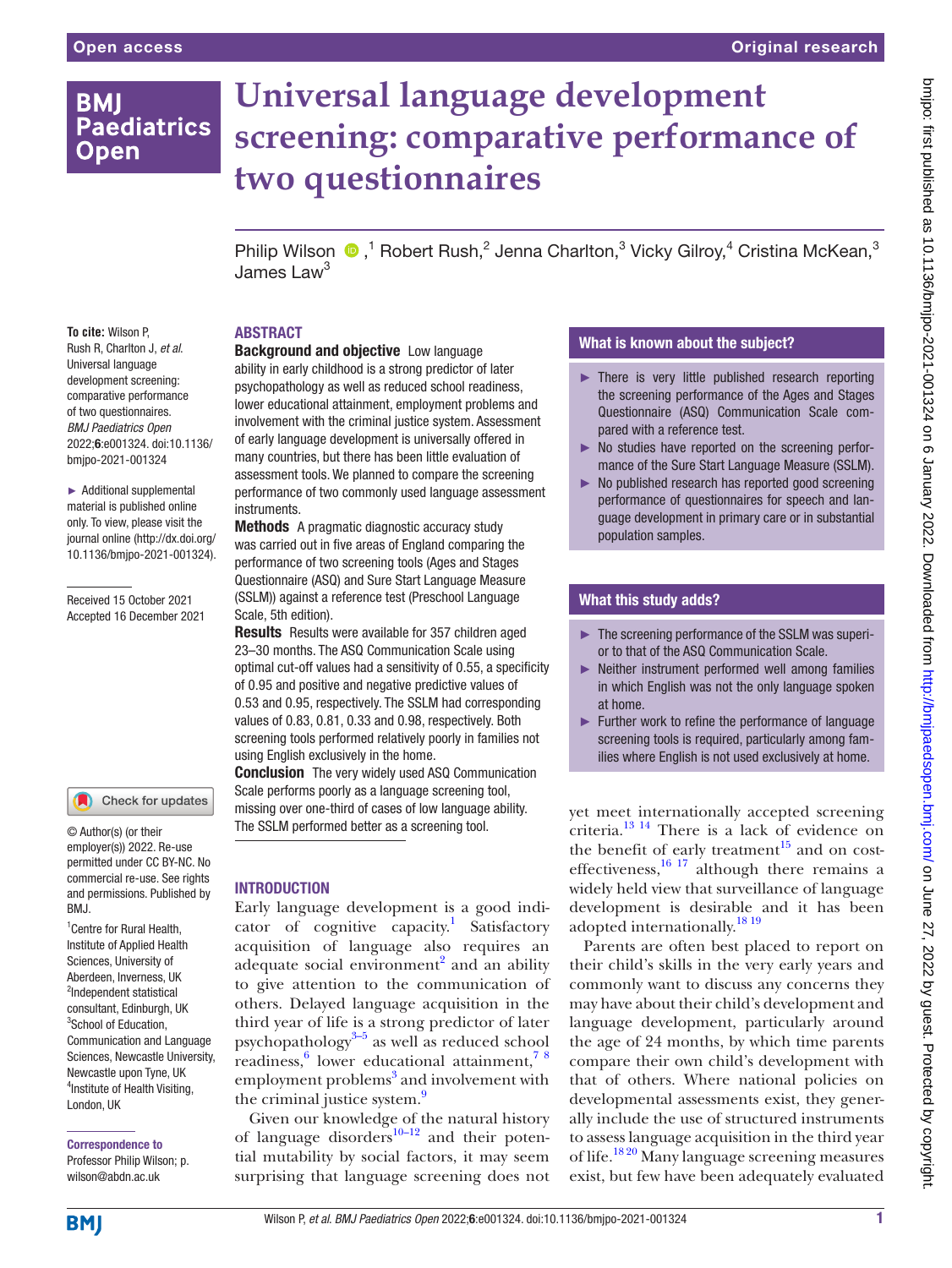# Universal language development screening: comparative performance of two questionnaires

Philip Wilson ,[1] Robert Rush,[2] Jenna Charlton,[3] Vicky Gilroy,[4] Cristina McKean,[3] James Law[3]

To cite: Wilson P, Rush R, Charlton J, *et al*. Universal language development screening: comparative performance of two questionnaires. *BMJ Paediatrics Open* 2022;**6**:e001324. doi:10.1136/bmjpo-2021-001324

► Additional supplemental material is published online only. To view, please visit the journal online (http://dx.doi.org/10.1136/bmjpo-2021-001324).

Received 15 October 2021
Accepted 16 December 2021

© Author(s) (or their employer(s)) 2022. Re-use permitted under CC BY-NC. No commercial re-use. See rights and permissions. Published by BMJ.

[1]Centre for Rural Health, Institute of Applied Health Sciences, University of Aberdeen, Inverness, UK
[2]Independent statistical consultant, Edinburgh, UK
[3]School of Education, Communication and Language Sciences, Newcastle University, Newcastle upon Tyne, UK
[4]Institute of Health Visiting, London, UK

**Correspondence to**
Professor Philip Wilson; p.wilson@abdn.ac.uk

## ABSTRACT

**Background and objective** Low language ability in early childhood is a strong predictor of later psychopathology as well as reduced school readiness, lower educational attainment, employment problems and involvement with the criminal justice system. Assessment of early language development is universally offered in many countries, but there has been little evaluation of assessment tools. We planned to compare the screening performance of two commonly used language assessment instruments.

**Methods** A pragmatic diagnostic accuracy study was carried out in five areas of England comparing the performance of two screening tools (Ages and Stages Questionnaire (ASQ) and Sure Start Language Measure (SSLM)) against a reference test (Preschool Language Scale, 5th edition).

**Results** Results were available for 357 children aged 23–30 months. The ASQ Communication Scale using optimal cut-off values had a sensitivity of 0.55, a specificity of 0.95 and positive and negative predictive values of 0.53 and 0.95, respectively. The SSLM had corresponding values of 0.83, 0.81, 0.33 and 0.98, respectively. Both screening tools performed relatively poorly in families not using English exclusively in the home.

**Conclusion** The very widely used ASQ Communication Scale performs poorly as a language screening tool, missing over one-third of cases of low language ability. The SSLM performed better as a screening tool.

### What is known about the subject?

- There is very little published research reporting the screening performance of the Ages and Stages Questionnaire (ASQ) Communication Scale compared with a reference test.
- No studies have reported on the screening performance of the Sure Start Language Measure (SSLM).
- No published research has reported good screening performance of questionnaires for speech and language development in primary care or in substantial population samples.

### What this study adds?

- The screening performance of the SSLM was superior to that of the ASQ Communication Scale.
- Neither instrument performed well among families in which English was not the only language spoken at home.
- Further work to refine the performance of language screening tools is required, particularly among families where English is not used exclusively at home.

## INTRODUCTION

Early language development is a good indicator of cognitive capacity.[1] Satisfactory acquisition of language also requires an adequate social environment[2] and an ability to give attention to the communication of others. Delayed language acquisition in the third year of life is a strong predictor of later psychopathology[3–5] as well as reduced school readiness,[6] lower educational attainment,[7 8] employment problems[3] and involvement with the criminal justice system.[9]

Given our knowledge of the natural history of language disorders[10–12] and their potential mutability by social factors, it may seem surprising that language screening does not yet meet internationally accepted screening criteria.[13 14] There is a lack of evidence on the benefit of early treatment[15] and on cost-effectiveness,[16 17] although there remains a widely held view that surveillance of language development is desirable and it has been adopted internationally.[18 19]

Parents are often best placed to report on their child's skills in the very early years and commonly want to discuss any concerns they may have about their child's development and language development, particularly around the age of 24 months, by which time parents compare their own child's development with that of others. Where national policies on developmental assessments exist, they generally include the use of structured instruments to assess language acquisition in the third year of life.[18 20] Many language screening measures exist, but few have been adequately evaluated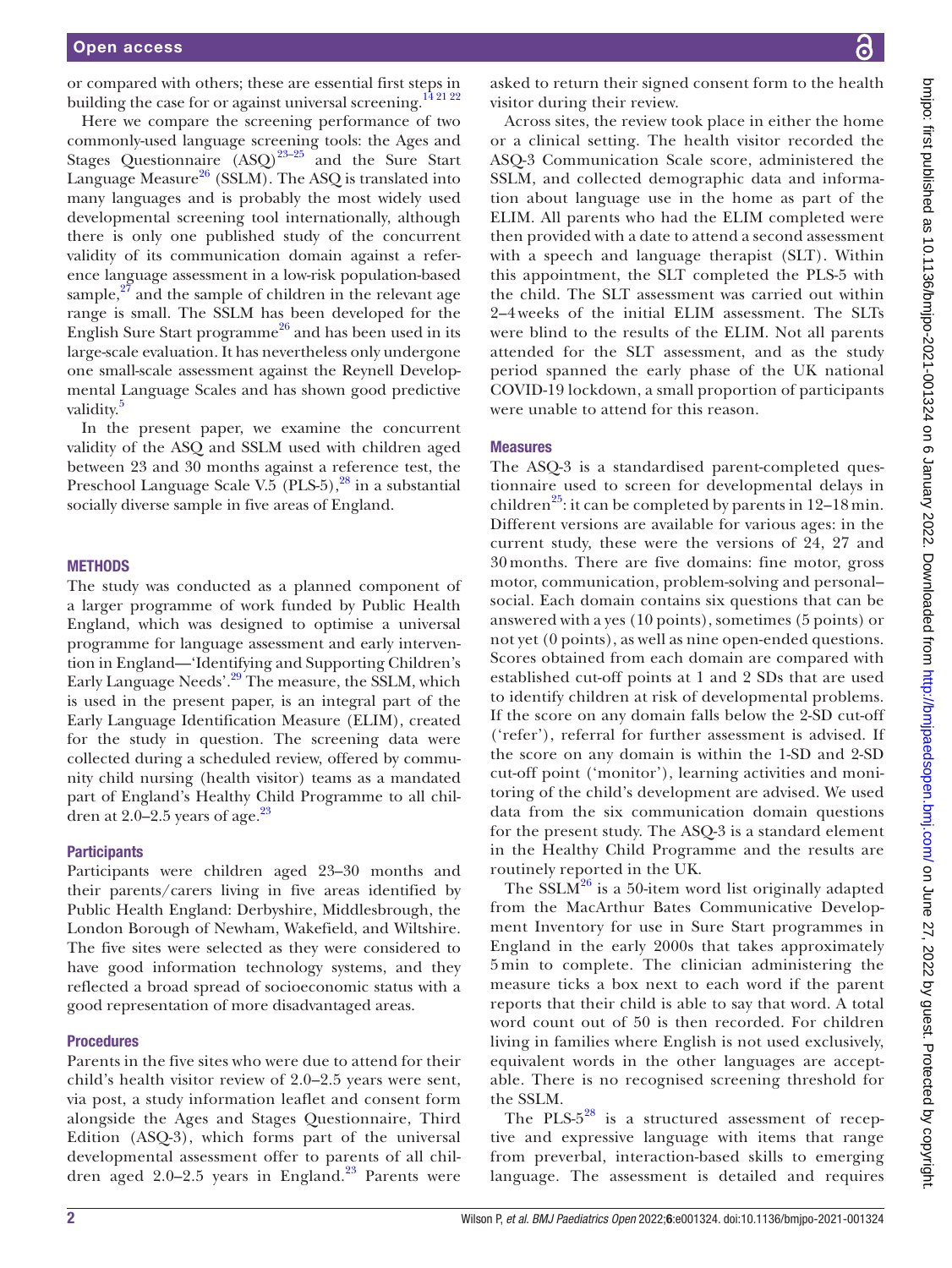or compared with others; these are essential first steps in building the case for or against universal screening.[14 21 22]

Here we compare the screening performance of two commonly-used language screening tools: the Ages and Stages Questionnaire (ASQ)[23–25] and the Sure Start Language Measure[26] (SSLM). The ASQ is translated into many languages and is probably the most widely used developmental screening tool internationally, although there is only one published study of the concurrent validity of its communication domain against a reference language assessment in a low-risk population-based sample,[27] and the sample of children in the relevant age range is small. The SSLM has been developed for the English Sure Start programme[26] and has been used in its large-scale evaluation. It has nevertheless only undergone one small-scale assessment against the Reynell Developmental Language Scales and has shown good predictive validity.[5]

In the present paper, we examine the concurrent validity of the ASQ and SSLM used with children aged between 23 and 30 months against a reference test, the Preschool Language Scale V.5 (PLS-5),[28] in a substantial socially diverse sample in five areas of England.

## METHODS

The study was conducted as a planned component of a larger programme of work funded by Public Health England, which was designed to optimise a universal programme for language assessment and early intervention in England—'Identifying and Supporting Children's Early Language Needs'.[29] The measure, the SSLM, which is used in the present paper, is an integral part of the Early Language Identification Measure (ELIM), created for the study in question. The screening data were collected during a scheduled review, offered by community child nursing (health visitor) teams as a mandated part of England's Healthy Child Programme to all children at 2.0–2.5 years of age.[23]

### Participants

Participants were children aged 23–30 months and their parents/carers living in five areas identified by Public Health England: Derbyshire, Middlesbrough, the London Borough of Newham, Wakefield, and Wiltshire. The five sites were selected as they were considered to have good information technology systems, and they reflected a broad spread of socioeconomic status with a good representation of more disadvantaged areas.

### Procedures

Parents in the five sites who were due to attend for their child's health visitor review of 2.0–2.5 years were sent, via post, a study information leaflet and consent form alongside the Ages and Stages Questionnaire, Third Edition (ASQ-3), which forms part of the universal developmental assessment offer to parents of all children aged 2.0–2.5 years in England.[23] Parents were asked to return their signed consent form to the health visitor during their review.

Across sites, the review took place in either the home or a clinical setting. The health visitor recorded the ASQ-3 Communication Scale score, administered the SSLM, and collected demographic data and information about language use in the home as part of the ELIM. All parents who had the ELIM completed were then provided with a date to attend a second assessment with a speech and language therapist (SLT). Within this appointment, the SLT completed the PLS-5 with the child. The SLT assessment was carried out within 2–4 weeks of the initial ELIM assessment. The SLTs were blind to the results of the ELIM. Not all parents attended for the SLT assessment, and as the study period spanned the early phase of the UK national COVID-19 lockdown, a small proportion of participants were unable to attend for this reason.

### Measures

The ASQ-3 is a standardised parent-completed questionnaire used to screen for developmental delays in children[25]: it can be completed by parents in 12–18 min. Different versions are available for various ages: in the current study, these were the versions of 24, 27 and 30 months. There are five domains: fine motor, gross motor, communication, problem-solving and personal–social. Each domain contains six questions that can be answered with a yes (10 points), sometimes (5 points) or not yet (0 points), as well as nine open-ended questions. Scores obtained from each domain are compared with established cut-off points at 1 and 2 SDs that are used to identify children at risk of developmental problems. If the score on any domain falls below the 2-SD cut-off ('refer'), referral for further assessment is advised. If the score on any domain is within the 1-SD and 2-SD cut-off point ('monitor'), learning activities and monitoring of the child's development are advised. We used data from the six communication domain questions for the present study. The ASQ-3 is a standard element in the Healthy Child Programme and the results are routinely reported in the UK.

The SSLM[26] is a 50-item word list originally adapted from the MacArthur Bates Communicative Development Inventory for use in Sure Start programmes in England in the early 2000s that takes approximately 5 min to complete. The clinician administering the measure ticks a box next to each word if the parent reports that their child is able to say that word. A total word count out of 50 is then recorded. For children living in families where English is not used exclusively, equivalent words in the other languages are acceptable. There is no recognised screening threshold for the SSLM.

The PLS-5[28] is a structured assessment of receptive and expressive language with items that range from preverbal, interaction-based skills to emerging language. The assessment is detailed and requires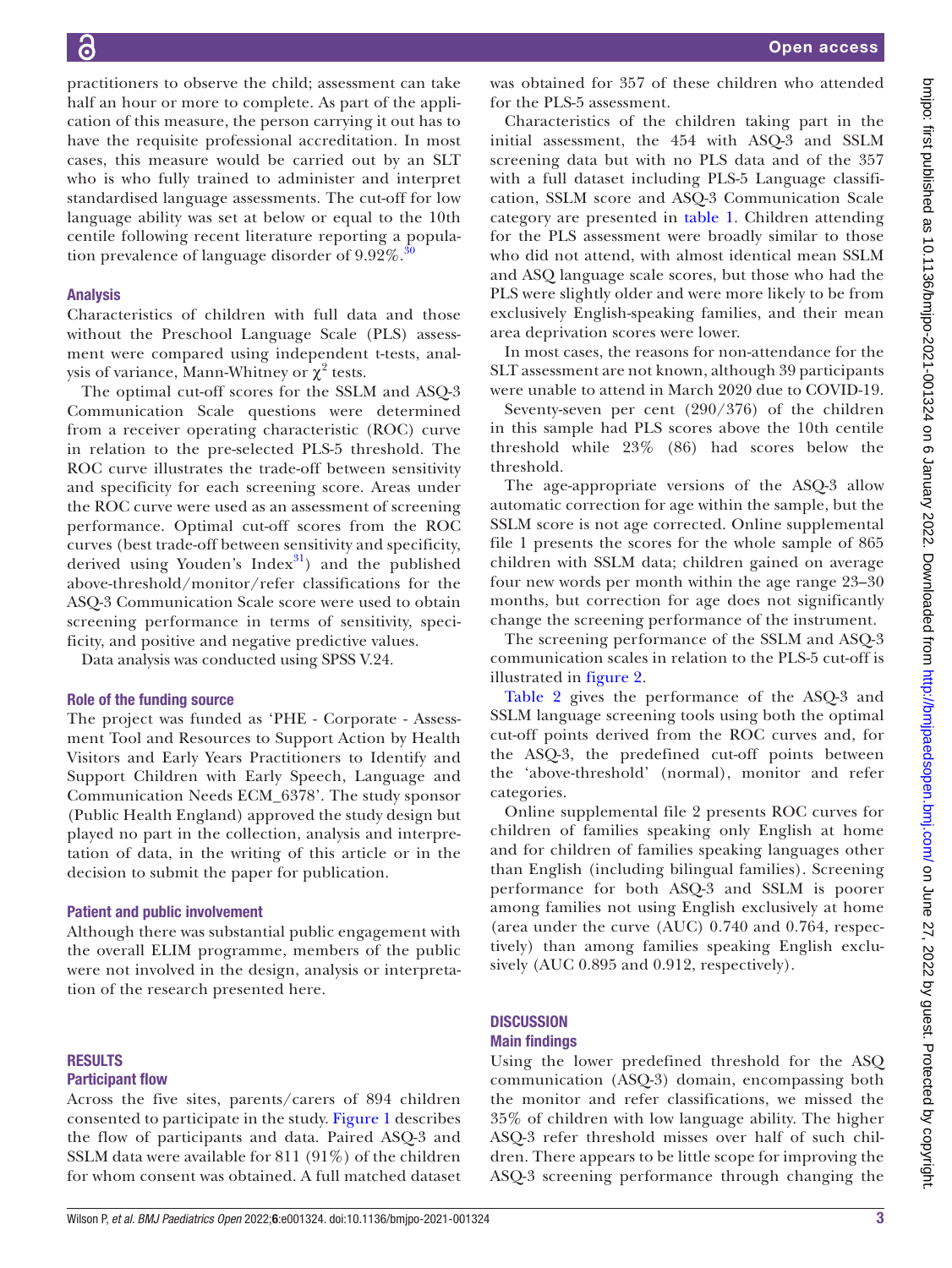practitioners to observe the child; assessment can take half an hour or more to complete. As part of the application of this measure, the person carrying it out has to have the requisite professional accreditation. In most cases, this measure would be carried out by an SLT who is who fully trained to administer and interpret standardised language assessments. The cut-off for low language ability was set at below or equal to the 10th centile following recent literature reporting a population prevalence of language disorder of 9.92%.[30]

### Analysis

Characteristics of children with full data and those without the Preschool Language Scale (PLS) assessment were compared using independent t-tests, analysis of variance, Mann-Whitney or $\chi^2$ tests.

The optimal cut-off scores for the SSLM and ASQ-3 Communication Scale questions were determined from a receiver operating characteristic (ROC) curve in relation to the pre-selected PLS-5 threshold. The ROC curve illustrates the trade-off between sensitivity and specificity for each screening score. Areas under the ROC curve were used as an assessment of screening performance. Optimal cut-off scores from the ROC curves (best trade-off between sensitivity and specificity, derived using Youden's Index[31]) and the published above-threshold/monitor/refer classifications for the ASQ-3 Communication Scale score were used to obtain screening performance in terms of sensitivity, specificity, and positive and negative predictive values.

Data analysis was conducted using SPSS V.24.

### Role of the funding source

The project was funded as 'PHE - Corporate - Assessment Tool and Resources to Support Action by Health Visitors and Early Years Practitioners to Identify and Support Children with Early Speech, Language and Communication Needs ECM_6378'. The study sponsor (Public Health England) approved the study design but played no part in the collection, analysis and interpretation of data, in the writing of this article or in the decision to submit the paper for publication.

### Patient and public involvement

Although there was substantial public engagement with the overall ELIM programme, members of the public were not involved in the design, analysis or interpretation of the research presented here.

## RESULTS

### Participant flow

Across the five sites, parents/carers of 894 children consented to participate in the study. Figure 1 describes the flow of participants and data. Paired ASQ-3 and SSLM data were available for 811 (91%) of the children for whom consent was obtained. A full matched dataset was obtained for 357 of these children who attended for the PLS-5 assessment.

Characteristics of the children taking part in the initial assessment, the 454 with ASQ-3 and SSLM screening data but with no PLS data and of the 357 with a full dataset including PLS-5 Language classification, SSLM score and ASQ-3 Communication Scale category are presented in table 1. Children attending for the PLS assessment were broadly similar to those who did not attend, with almost identical mean SSLM and ASQ language scale scores, but those who had the PLS were slightly older and were more likely to be from exclusively English-speaking families, and their mean area deprivation scores were lower.

In most cases, the reasons for non-attendance for the SLT assessment are not known, although 39 participants were unable to attend in March 2020 due to COVID-19.

Seventy-seven per cent (290/376) of the children in this sample had PLS scores above the 10th centile threshold while 23% (86) had scores below the threshold.

The age-appropriate versions of the ASQ-3 allow automatic correction for age within the sample, but the SSLM score is not age corrected. Online supplemental file 1 presents the scores for the whole sample of 865 children with SSLM data; children gained on average four new words per month within the age range 23–30 months, but correction for age does not significantly change the screening performance of the instrument.

The screening performance of the SSLM and ASQ-3 communication scales in relation to the PLS-5 cut-off is illustrated in figure 2.

Table 2 gives the performance of the ASQ-3 and SSLM language screening tools using both the optimal cut-off points derived from the ROC curves and, for the ASQ-3, the predefined cut-off points between the 'above-threshold' (normal), monitor and refer categories.

Online supplemental file 2 presents ROC curves for children of families speaking only English at home and for children of families speaking languages other than English (including bilingual families). Screening performance for both ASQ-3 and SSLM is poorer among families not using English exclusively at home (area under the curve (AUC) 0.740 and 0.764, respectively) than among families speaking English exclusively (AUC 0.895 and 0.912, respectively).

## DISCUSSION

### Main findings

Using the lower predefined threshold for the ASQ communication (ASQ-3) domain, encompassing both the monitor and refer classifications, we missed the 35% of children with low language ability. The higher ASQ-3 refer threshold misses over half of such children. There appears to be little scope for improving the ASQ-3 screening performance through changing the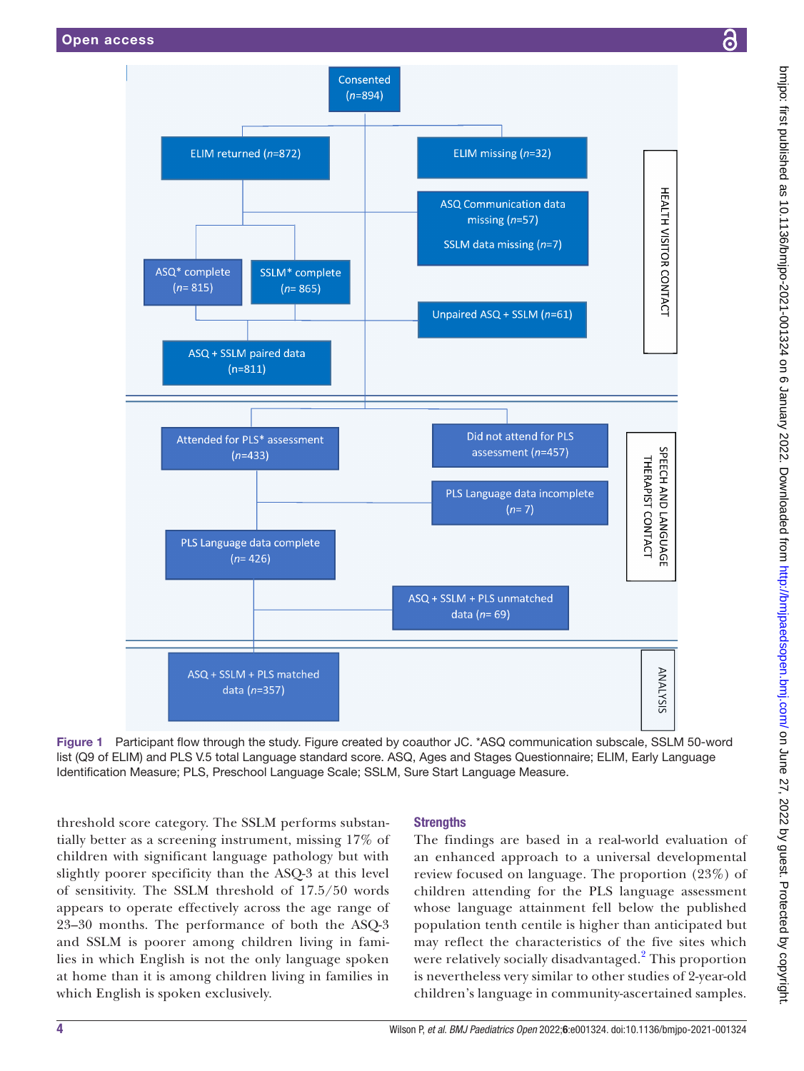Consented (n=894)

ELIM returned (n=872)

ELIM missing (n=32)

ASQ Communication data missing (n=57)

SSLM data missing (n=7)

ASQ* complete (n= 815)

SSLM* complete (n= 865)

Unpaired ASQ + SSLM (n=61)

ASQ + SSLM paired data (n=811)

HEALTH VISITOR CONTACT

Attended for PLS* assessment (n=433)

Did not attend for PLS assessment (n=457)

PLS Language data incomplete (n= 7)

PLS Language data complete (n= 426)

SPEECH AND LANGUAGE THERAPIST CONTACT

ASQ + SSLM + PLS unmatched data (n= 69)

ASQ + SSLM + PLS matched data (n=357)

ANALYSIS

Figure 1 Participant flow through the study. Figure created by coauthor JC. *ASQ communication subscale, SSLM 50-word list (Q9 of ELIM) and PLS V.5 total Language standard score. ASQ, Ages and Stages Questionnaire; ELIM, Early Language Identification Measure; PLS, Preschool Language Scale; SSLM, Sure Start Language Measure.

threshold score category. The SSLM performs substantially better as a screening instrument, missing 17% of children with significant language pathology but with slightly poorer specificity than the ASQ-3 at this level of sensitivity. The SSLM threshold of 17.5/50 words appears to operate effectively across the age range of 23–30 months. The performance of both the ASQ-3 and SSLM is poorer among children living in families in which English is not the only language spoken at home than it is among children living in families in which English is spoken exclusively.

### Strengths

The findings are based in a real-world evaluation of an enhanced approach to a universal developmental review focused on language. The proportion (23%) of children attending for the PLS language assessment whose language attainment fell below the published population tenth centile is higher than anticipated but may reflect the characteristics of the five sites which were relatively socially disadvantaged.[2] This proportion is nevertheless very similar to other studies of 2-year-old children's language in community-ascertained samples.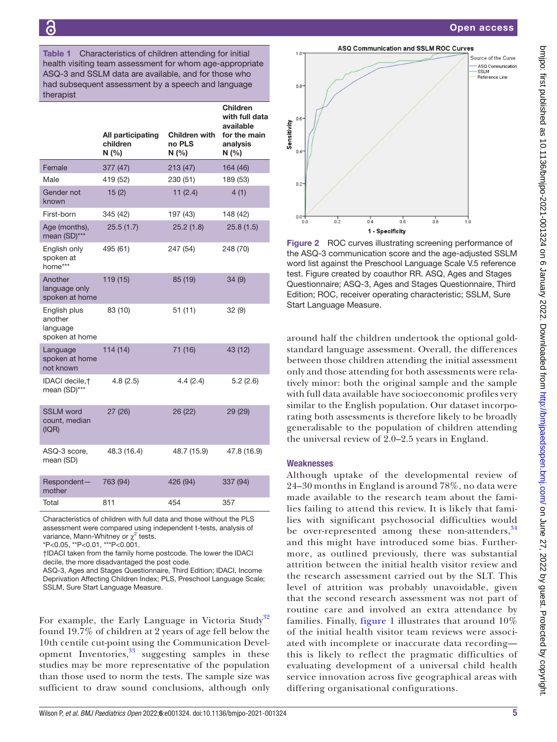**Table 1** Characteristics of children attending for initial health visiting team assessment for whom age-appropriate ASQ-3 and SSLM data are available, and for those who had subsequent assessment by a speech and language therapist

| | All participating children N (%) | Children with no PLS N (%) | Children with full data available for the main analysis N (%) |
|---|---|---|---|
| Female | 377 (47) | 213 (47) | 164 (46) |
| Male | 419 (52) | 230 (51) | 189 (53) |
| Gender not known | 15 (2) | 11 (2.4) | 4 (1) |
| First-born | 345 (42) | 197 (43) | 148 (42) |
| Age (months), mean (SD)*** | 25.5 (1.7) | 25.2 (1.8) | 25.8 (1.5) |
| English only spoken at home*** | 495 (61) | 247 (54) | 248 (70) |
| Another language only spoken at home | 119 (15) | 85 (19) | 34 (9) |
| English plus another language spoken at home | 83 (10) | 51 (11) | 32 (9) |
| Language spoken at home not known | 114 (14) | 71 (16) | 43 (12) |
| IDACI decile,† mean (SD)*** | 4.8 (2.5) | 4.4 (2.4) | 5.2 (2.6) |
| SSLM word count, median (IQR) | 27 (26) | 26 (22) | 29 (29) |
| ASQ-3 score, mean (SD) | 48.3 (16.4) | 48.7 (15.9) | 47.8 (16.9) |
| Respondent—mother | 763 (94) | 426 (94) | 337 (94) |
| Total | 811 | 454 | 357 |

Characteristics of children with full data and those without the PLS assessment were compared using independent t-tests, analysis of variance, Mann-Whitney or $\chi^2$ tests.
*P<0.05, **P<0.01, ***P<0.001.
†IDACI taken from the family home postcode. The lower the IDACI decile, the more disadvantaged the post code.
ASQ-3, Ages and Stages Questionnaire, Third Edition; IDACI, Income Deprivation Affecting Children Index; PLS, Preschool Language Scale; SSLM, Sure Start Language Measure.

For example, the Early Language in Victoria Study[32] found 19.7% of children at 2 years of age fell below the 10th centile cut-point using the Communication Development Inventories,[33] suggesting samples in these studies may be more representative of the population than those used to norm the tests. The sample size was sufficient to draw sound conclusions, although only around half the children undertook the optional gold-standard language assessment. Overall, the differences between those children attending the initial assessment only and those attending for both assessments were relatively minor: both the original sample and the sample with full data available have socioeconomic profiles very similar to the English population. Our dataset incorporating both assessments is therefore likely to be broadly generalisable to the population of children attending the universal review of 2.0–2.5 years in England.

**Figure 2** ROC curves illustrating screening performance of the ASQ-3 communication score and the age-adjusted SSLM word list against the Preschool Language Scale V.5 reference test. Figure created by coauthor RR. ASQ, Ages and Stages Questionnaire; ASQ-3, Ages and Stages Questionnaire, Third Edition; ROC, receiver operating characteristic; SSLM, Sure Start Language Measure.

### Weaknesses

Although uptake of the developmental review of 24–30 months in England is around 78%, no data were made available to the research team about the families failing to attend this review. It is likely that families with significant psychosocial difficulties would be over-represented among these non-attenders,[34] and this might have introduced some bias. Furthermore, as outlined previously, there was substantial attrition between the initial health visitor review and the research assessment carried out by the SLT. This level of attrition was probably unavoidable, given that the second research assessment was not part of routine care and involved an extra attendance by families. Finally, figure 1 illustrates that around 10% of the initial health visitor team reviews were associated with incomplete or inaccurate data recording—this is likely to reflect the pragmatic difficulties of evaluating development of a universal child health service innovation across five geographical areas with differing organisational configurations.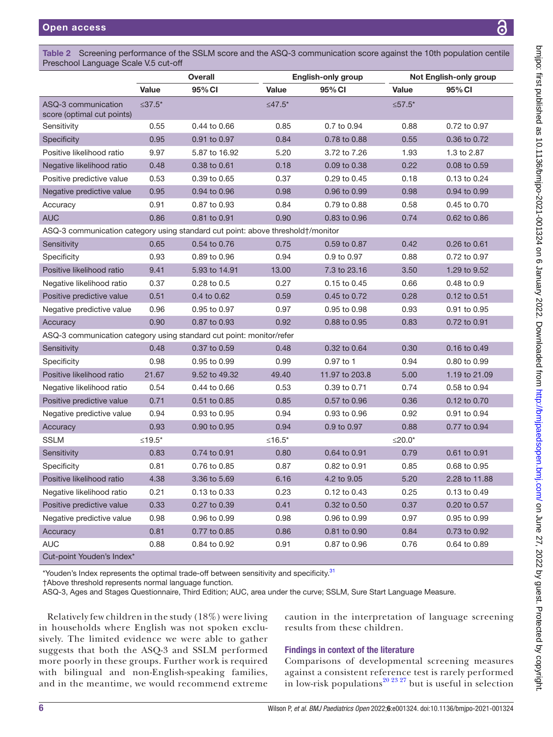Table 2 Screening performance of the SSLM score and the ASQ-3 communication score against the 10th population centile Preschool Language Scale V.5 cut-off

| | Overall | | English-only group | | Not English-only group | |
|---|---|---|---|---|---|---|
| | Value | 95% CI | Value | 95% CI | Value | 95% CI |
| ASQ-3 communication score (optimal cut points) | ≤37.5* | | ≤47.5* | | ≤57.5* | |
| Sensitivity | 0.55 | 0.44 to 0.66 | 0.85 | 0.7 to 0.94 | 0.88 | 0.72 to 0.97 |
| Specificity | 0.95 | 0.91 to 0.97 | 0.84 | 0.78 to 0.88 | 0.55 | 0.36 to 0.72 |
| Positive likelihood ratio | 9.97 | 5.87 to 16.92 | 5.20 | 3.72 to 7.26 | 1.93 | 1.3 to 2.87 |
| Negative likelihood ratio | 0.48 | 0.38 to 0.61 | 0.18 | 0.09 to 0.38 | 0.22 | 0.08 to 0.59 |
| Positive predictive value | 0.53 | 0.39 to 0.65 | 0.37 | 0.29 to 0.45 | 0.18 | 0.13 to 0.24 |
| Negative predictive value | 0.95 | 0.94 to 0.96 | 0.98 | 0.96 to 0.99 | 0.98 | 0.94 to 0.99 |
| Accuracy | 0.91 | 0.87 to 0.93 | 0.84 | 0.79 to 0.88 | 0.58 | 0.45 to 0.70 |
| AUC | 0.86 | 0.81 to 0.91 | 0.90 | 0.83 to 0.96 | 0.74 | 0.62 to 0.86 |
| ASQ-3 communication category using standard cut point: above threshold†/monitor | | | | | | |
| Sensitivity | 0.65 | 0.54 to 0.76 | 0.75 | 0.59 to 0.87 | 0.42 | 0.26 to 0.61 |
| Specificity | 0.93 | 0.89 to 0.96 | 0.94 | 0.9 to 0.97 | 0.88 | 0.72 to 0.97 |
| Positive likelihood ratio | 9.41 | 5.93 to 14.91 | 13.00 | 7.3 to 23.16 | 3.50 | 1.29 to 9.52 |
| Negative likelihood ratio | 0.37 | 0.28 to 0.5 | 0.27 | 0.15 to 0.45 | 0.66 | 0.48 to 0.9 |
| Positive predictive value | 0.51 | 0.4 to 0.62 | 0.59 | 0.45 to 0.72 | 0.28 | 0.12 to 0.51 |
| Negative predictive value | 0.96 | 0.95 to 0.97 | 0.97 | 0.95 to 0.98 | 0.93 | 0.91 to 0.95 |
| Accuracy | 0.90 | 0.87 to 0.93 | 0.92 | 0.88 to 0.95 | 0.83 | 0.72 to 0.91 |
| ASQ-3 communication category using standard cut point: monitor/refer | | | | | | |
| Sensitivity | 0.48 | 0.37 to 0.59 | 0.48 | 0.32 to 0.64 | 0.30 | 0.16 to 0.49 |
| Specificity | 0.98 | 0.95 to 0.99 | 0.99 | 0.97 to 1 | 0.94 | 0.80 to 0.99 |
| Positive likelihood ratio | 21.67 | 9.52 to 49.32 | 49.40 | 11.97 to 203.8 | 5.00 | 1.19 to 21.09 |
| Negative likelihood ratio | 0.54 | 0.44 to 0.66 | 0.53 | 0.39 to 0.71 | 0.74 | 0.58 to 0.94 |
| Positive predictive value | 0.71 | 0.51 to 0.85 | 0.85 | 0.57 to 0.96 | 0.36 | 0.12 to 0.70 |
| Negative predictive value | 0.94 | 0.93 to 0.95 | 0.94 | 0.93 to 0.96 | 0.92 | 0.91 to 0.94 |
| Accuracy | 0.93 | 0.90 to 0.95 | 0.94 | 0.9 to 0.97 | 0.88 | 0.77 to 0.94 |
| SSLM | ≤19.5* | | ≤16.5* | | ≤20.0* | |
| Sensitivity | 0.83 | 0.74 to 0.91 | 0.80 | 0.64 to 0.91 | 0.79 | 0.61 to 0.91 |
| Specificity | 0.81 | 0.76 to 0.85 | 0.87 | 0.82 to 0.91 | 0.85 | 0.68 to 0.95 |
| Positive likelihood ratio | 4.38 | 3.36 to 5.69 | 6.16 | 4.2 to 9.05 | 5.20 | 2.28 to 11.88 |
| Negative likelihood ratio | 0.21 | 0.13 to 0.33 | 0.23 | 0.12 to 0.43 | 0.25 | 0.13 to 0.49 |
| Positive predictive value | 0.33 | 0.27 to 0.39 | 0.41 | 0.32 to 0.50 | 0.37 | 0.20 to 0.57 |
| Negative predictive value | 0.98 | 0.96 to 0.99 | 0.98 | 0.96 to 0.99 | 0.97 | 0.95 to 0.99 |
| Accuracy | 0.81 | 0.77 to 0.85 | 0.86 | 0.81 to 0.90 | 0.84 | 0.73 to 0.92 |
| AUC | 0.88 | 0.84 to 0.92 | 0.91 | 0.87 to 0.96 | 0.76 | 0.64 to 0.89 |
| Cut-point Youden's Index* | | | | | | |

*Youden's Index represents the optimal trade-off between sensitivity and specificity.[31]
†Above threshold represents normal language function.
ASQ-3, Ages and Stages Questionnaire, Third Edition; AUC, area under the curve; SSLM, Sure Start Language Measure.

Relatively few children in the study (18%) were living in households where English was not spoken exclusively. The limited evidence we were able to gather suggests that both the ASQ-3 and SSLM performed more poorly in these groups. Further work is required with bilingual and non-English-speaking families, and in the meantime, we would recommend extreme caution in the interpretation of language screening results from these children.

### Findings in context of the literature

Comparisons of developmental screening measures against a consistent reference test is rarely performed in low-risk populations[20 23 27] but is useful in selection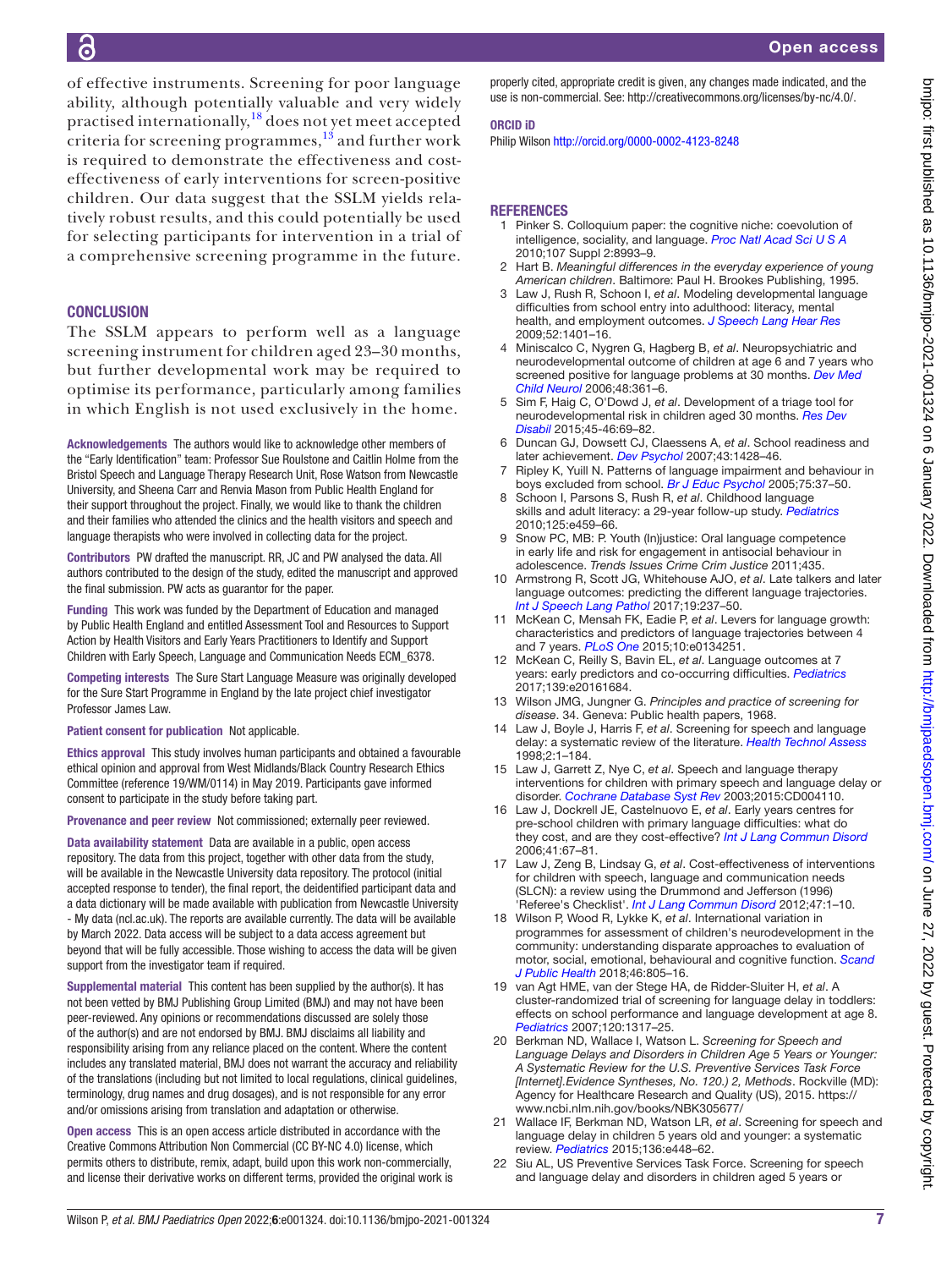of effective instruments. Screening for poor language ability, although potentially valuable and very widely practised internationally,[18] does not yet meet accepted criteria for screening programmes,[13] and further work is required to demonstrate the effectiveness and cost-effectiveness of early interventions for screen-positive children. Our data suggest that the SSLM yields relatively robust results, and this could potentially be used for selecting participants for intervention in a trial of a comprehensive screening programme in the future.

## CONCLUSION

The SSLM appears to perform well as a language screening instrument for children aged 23–30 months, but further developmental work may be required to optimise its performance, particularly among families in which English is not used exclusively in the home.

**Acknowledgements** The authors would like to acknowledge other members of the "Early Identification" team: Professor Sue Roulstone and Caitlin Holme from the Bristol Speech and Language Therapy Research Unit, Rose Watson from Newcastle University, and Sheena Carr and Renvia Mason from Public Health England for their support throughout the project. Finally, we would like to thank the children and their families who attended the clinics and the health visitors and speech and language therapists who were involved in collecting data for the project.

**Contributors** PW drafted the manuscript. RR, JC and PW analysed the data. All authors contributed to the design of the study, edited the manuscript and approved the final submission. PW acts as guarantor for the paper.

**Funding** This work was funded by the Department of Education and managed by Public Health England and entitled Assessment Tool and Resources to Support Action by Health Visitors and Early Years Practitioners to Identify and Support Children with Early Speech, Language and Communication Needs ECM_6378.

**Competing interests** The Sure Start Language Measure was originally developed for the Sure Start Programme in England by the late project chief investigator Professor James Law.

**Patient consent for publication** Not applicable.

**Ethics approval** This study involves human participants and obtained a favourable ethical opinion and approval from West Midlands/Black Country Research Ethics Committee (reference 19/WM/0114) in May 2019. Participants gave informed consent to participate in the study before taking part.

**Provenance and peer review** Not commissioned; externally peer reviewed.

**Data availability statement** Data are available in a public, open access repository. The data from this project, together with other data from the study, will be available in the Newcastle University data repository. The protocol (initial accepted response to tender), the final report, the deidentified participant data and a data dictionary will be made available with publication from Newcastle University - My data (ncl.ac.uk). The reports are available currently. The data will be available by March 2022. Data access will be subject to a data access agreement but beyond that will be fully accessible. Those wishing to access the data will be given support from the investigator team if required.

**Supplemental material** This content has been supplied by the author(s). It has not been vetted by BMJ Publishing Group Limited (BMJ) and may not have been peer-reviewed. Any opinions or recommendations discussed are solely those of the author(s) and are not endorsed by BMJ. BMJ disclaims all liability and responsibility arising from any reliance placed on the content. Where the content includes any translated material, BMJ does not warrant the accuracy and reliability of the translations (including but not limited to local regulations, clinical guidelines, terminology, drug names and drug dosages), and is not responsible for any error and/or omissions arising from translation and adaptation or otherwise.

**Open access** This is an open access article distributed in accordance with the Creative Commons Attribution Non Commercial (CC BY-NC 4.0) license, which permits others to distribute, remix, adapt, build upon this work non-commercially, and license their derivative works on different terms, provided the original work is properly cited, appropriate credit is given, any changes made indicated, and the use is non-commercial. See: http://creativecommons.org/licenses/by-nc/4.0/.

**ORCID iD**

Philip Wilson http://orcid.org/0000-0002-4123-8248

## REFERENCES

1. Pinker S. Colloquium paper: the cognitive niche: coevolution of intelligence, sociality, and language. *Proc Natl Acad Sci U S A* 2010;107 Suppl 2:8993–9.
2. Hart B. *Meaningful differences in the everyday experience of young American children*. Baltimore: Paul H. Brookes Publishing, 1995.
3. Law J, Rush R, Schoon I, *et al*. Modeling developmental language difficulties from school entry into adulthood: literacy, mental health, and employment outcomes. *J Speech Lang Hear Res* 2009;52:1401–16.
4. Miniscalco C, Nygren G, Hagberg B, *et al*. Neuropsychiatric and neurodevelopmental outcome of children at age 6 and 7 years who screened positive for language problems at 30 months. *Dev Med Child Neurol* 2006;48:361–6.
5. Sim F, Haig C, O'Dowd J, *et al*. Development of a triage tool for neurodevelopmental risk in children aged 30 months. *Res Dev Disabil* 2015;45-46:69–82.
6. Duncan GJ, Dowsett CJ, Claessens A, *et al*. School readiness and later achievement. *Dev Psychol* 2007;43:1428–46.
7. Ripley K, Yuill N. Patterns of language impairment and behaviour in boys excluded from school. *Br J Educ Psychol* 2005;75:37–50.
8. Schoon I, Parsons S, Rush R, *et al*. Childhood language skills and adult literacy: a 29-year follow-up study. *Pediatrics* 2010;125:e459–66.
9. Snow PC, MB: P. Youth (In)justice: Oral language competence in early life and risk for engagement in antisocial behaviour in adolescence. *Trends Issues Crime Crim Justice* 2011;435.
10. Armstrong R, Scott JG, Whitehouse AJO, *et al*. Late talkers and later language outcomes: predicting the different language trajectories. *Int J Speech Lang Pathol* 2017;19:237–50.
11. McKean C, Mensah FK, Eadie P, *et al*. Levers for language growth: characteristics and predictors of language trajectories between 4 and 7 years. *PLoS One* 2015;10:e0134251.
12. McKean C, Reilly S, Bavin EL, *et al*. Language outcomes at 7 years: early predictors and co-occurring difficulties. *Pediatrics* 2017;139:e20161684.
13. Wilson JMG, Jungner G. *Principles and practice of screening for disease*. 34. Geneva: Public health papers, 1968.
14. Law J, Boyle J, Harris F, *et al*. Screening for speech and language delay: a systematic review of the literature. *Health Technol Assess* 1998;2:1–184.
15. Law J, Garrett Z, Nye C, *et al*. Speech and language therapy interventions for children with primary speech and language delay or disorder. *Cochrane Database Syst Rev* 2003;2015:CD004110.
16. Law J, Dockrell JE, Castelnuovo E, *et al*. Early years centres for pre-school children with primary language difficulties: what do they cost, and are they cost-effective? *Int J Lang Commun Disord* 2006;41:67–81.
17. Law J, Zeng B, Lindsay G, *et al*. Cost-effectiveness of interventions for children with speech, language and communication needs (SLCN): a review using the Drummond and Jefferson (1996) 'Referee's Checklist'. *Int J Lang Commun Disord* 2012;47:1–10.
18. Wilson P, Wood R, Lykke K, *et al*. International variation in programmes for assessment of children's neurodevelopment in the community: understanding disparate approaches to evaluation of motor, social, emotional, behavioural and cognitive function. *Scand J Public Health* 2018;46:805–16.
19. van Agt HME, van der Stege HA, de Ridder-Sluiter H, *et al*. A cluster-randomized trial of screening for language delay in toddlers: effects on school performance and language development at age 8. *Pediatrics* 2007;120:1317–25.
20. Berkman ND, Wallace I, Watson L. *Screening for Speech and Language Delays and Disorders in Children Age 5 Years or Younger: A Systematic Review for the U.S. Preventive Services Task Force [Internet].Evidence Syntheses, No. 120.) 2, Methods*. Rockville (MD): Agency for Healthcare Research and Quality (US), 2015. https://www.ncbi.nlm.nih.gov/books/NBK305677/
21. Wallace IF, Berkman ND, Watson LR, *et al*. Screening for speech and language delay in children 5 years old and younger: a systematic review. *Pediatrics* 2015;136:e448–62.
22. Siu AL, US Preventive Services Task Force. Screening for speech and language delay and disorders in children aged 5 years or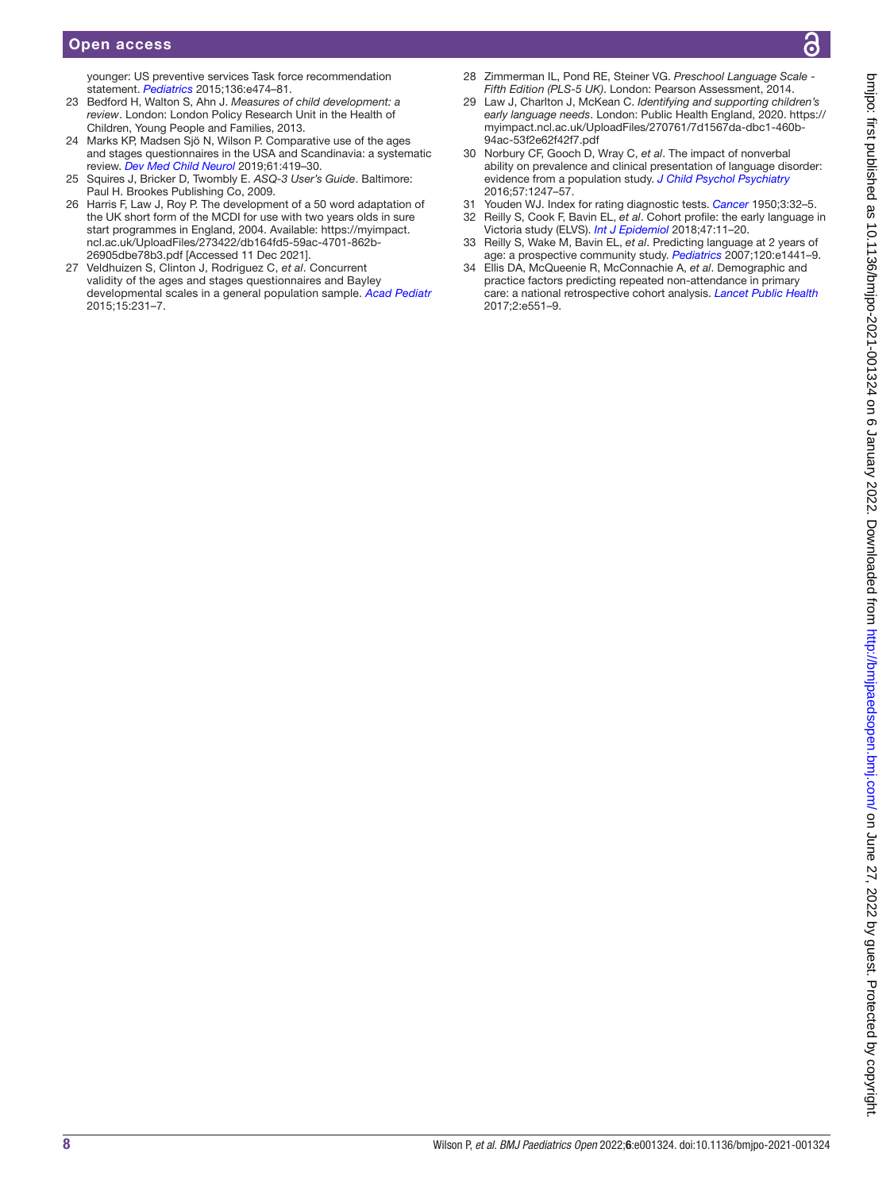younger: US preventive services Task force recommendation statement. *Pediatrics* 2015;136:e474–81.

23 Bedford H, Walton S, Ahn J. *Measures of child development: a review*. London: London Policy Research Unit in the Health of Children, Young People and Families, 2013.
24 Marks KP, Madsen Sjö N, Wilson P. Comparative use of the ages and stages questionnaires in the USA and Scandinavia: a systematic review. *Dev Med Child Neurol* 2019;61:419–30.
25 Squires J, Bricker D, Twombly E. *ASQ-3 User's Guide*. Baltimore: Paul H. Brookes Publishing Co, 2009.
26 Harris F, Law J, Roy P. The development of a 50 word adaptation of the UK short form of the MCDI for use with two years olds in sure start programmes in England, 2004. Available: https://myimpact.ncl.ac.uk/UploadFiles/273422/db164fd5-59ac-4701-862b-26905dbe78b3.pdf [Accessed 11 Dec 2021].
27 Veldhuizen S, Clinton J, Rodriguez C, *et al*. Concurrent validity of the ages and stages questionnaires and Bayley developmental scales in a general population sample. *Acad Pediatr* 2015;15:231–7.
28 Zimmerman IL, Pond RE, Steiner VG. *Preschool Language Scale - Fifth Edition (PLS-5 UK)*. London: Pearson Assessment, 2014.
29 Law J, Charlton J, McKean C. *Identifying and supporting children's early language needs*. London: Public Health England, 2020. https://myimpact.ncl.ac.uk/UploadFiles/270761/7d1567da-dbc1-460b-94ac-53f2e62f42f7.pdf
30 Norbury CF, Gooch D, Wray C, *et al*. The impact of nonverbal ability on prevalence and clinical presentation of language disorder: evidence from a population study. *J Child Psychol Psychiatry* 2016;57:1247–57.
31 Youden WJ. Index for rating diagnostic tests. *Cancer* 1950;3:32–5.
32 Reilly S, Cook F, Bavin EL, *et al*. Cohort profile: the early language in Victoria study (ELVS). *Int J Epidemiol* 2018;47:11–20.
33 Reilly S, Wake M, Bavin EL, *et al*. Predicting language at 2 years of age: a prospective community study. *Pediatrics* 2007;120:e1441–9.
34 Ellis DA, McQueenie R, McConnachie A, *et al*. Demographic and practice factors predicting repeated non-attendance in primary care: a national retrospective cohort analysis. *Lancet Public Health* 2017;2:e551–9.